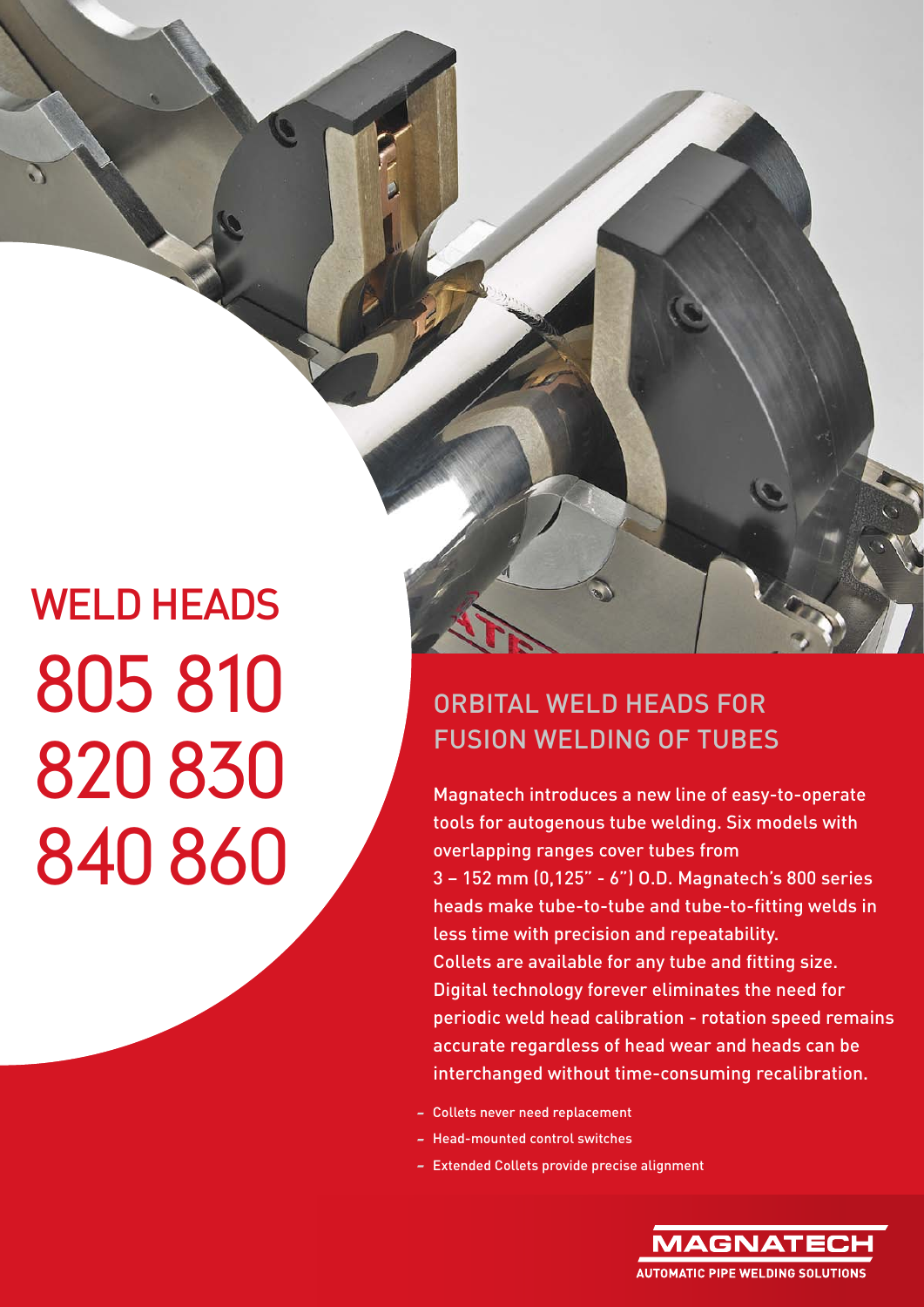# WELD HEADS

# 805 810 820 830 840 860

## ORBITAL WELD HEADS FOR FUSION WELDING OF TUBES

Magnatech introduces a new line of easy-to-operate tools for autogenous tube welding. Six models with overlapping ranges cover tubes from 3 – 152 mm (0,125" - 6") O.D. Magnatech's 800 series heads make tube-to-tube and tube-to-fitting welds in less time with precision and repeatability. Collets are available for any tube and fitting size. Digital technology forever eliminates the need for periodic weld head calibration - rotation speed remains accurate regardless of head wear and heads can be interchanged without time-consuming recalibration.

- Collets never need replacement
- Head-mounted control switches
- Extended Collets provide precise alignment

MAGNATECH
AUTOMATIC PIPE WELDING SOLUTIONS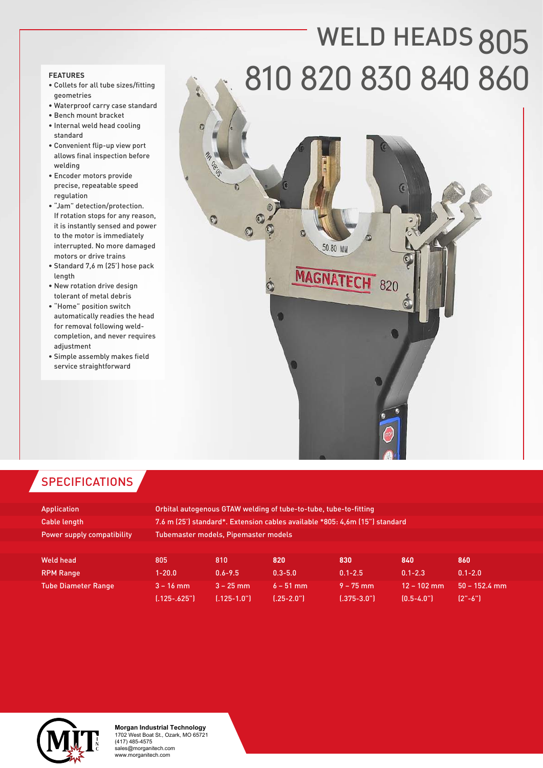# WELD HEADS 805 810 820 830 840 860

**FEATURES**

- Collets for all tube sizes/fitting geometries
- Waterproof carry case standard
- Bench mount bracket
- Internal weld head cooling standard
- Convenient flip-up view port allows final inspection before welding
- Encoder motors provide precise, repeatable speed regulation
- "Jam" detection/protection. If rotation stops for any reason, it is instantly sensed and power to the motor is immediately interrupted. No more damaged motors or drive trains
- Standard 7,6 m (25') hose pack length
- New rotation drive design tolerant of metal debris
- "Home" position switch automatically readies the head for removal following weld-completion, and never requires adjustment
- Simple assembly makes field service straightforward

## SPECIFICATIONS

| | |
|---|---|
| Application | Orbital autogenous GTAW welding of tube-to-tube, tube-to-fitting |
| Cable length | 7.6 m (25') standard*. Extension cables available *805: 4,6m (15") standard |
| Power supply compatibility | Tubemaster models, Pipemaster models |

| Weld head | 805 | 810 | 820 | 830 | 840 | 860 |
|---|---|---|---|---|---|---|
| RPM Range | 1-20.0 | 0.6-9.5 | 0.3-5.0 | 0.1-2.5 | 0.1-2.3 | 0.1-2.0 |
| Tube Diameter Range | 3 – 16 mm (.125-.625") | 3 – 25 mm (.125-1.0") | 6 – 51 mm (.25-2.0") | 9 – 75 mm (.375-3.0") | 12 – 102 mm (0.5-4.0") | 50 – 152.4 mm (2"-6") |

**Morgan Industrial Technology**
1702 West Boat St., Ozark, MO 65721
(417) 485-4575
sales@morganitech.com
www.morganitech.com